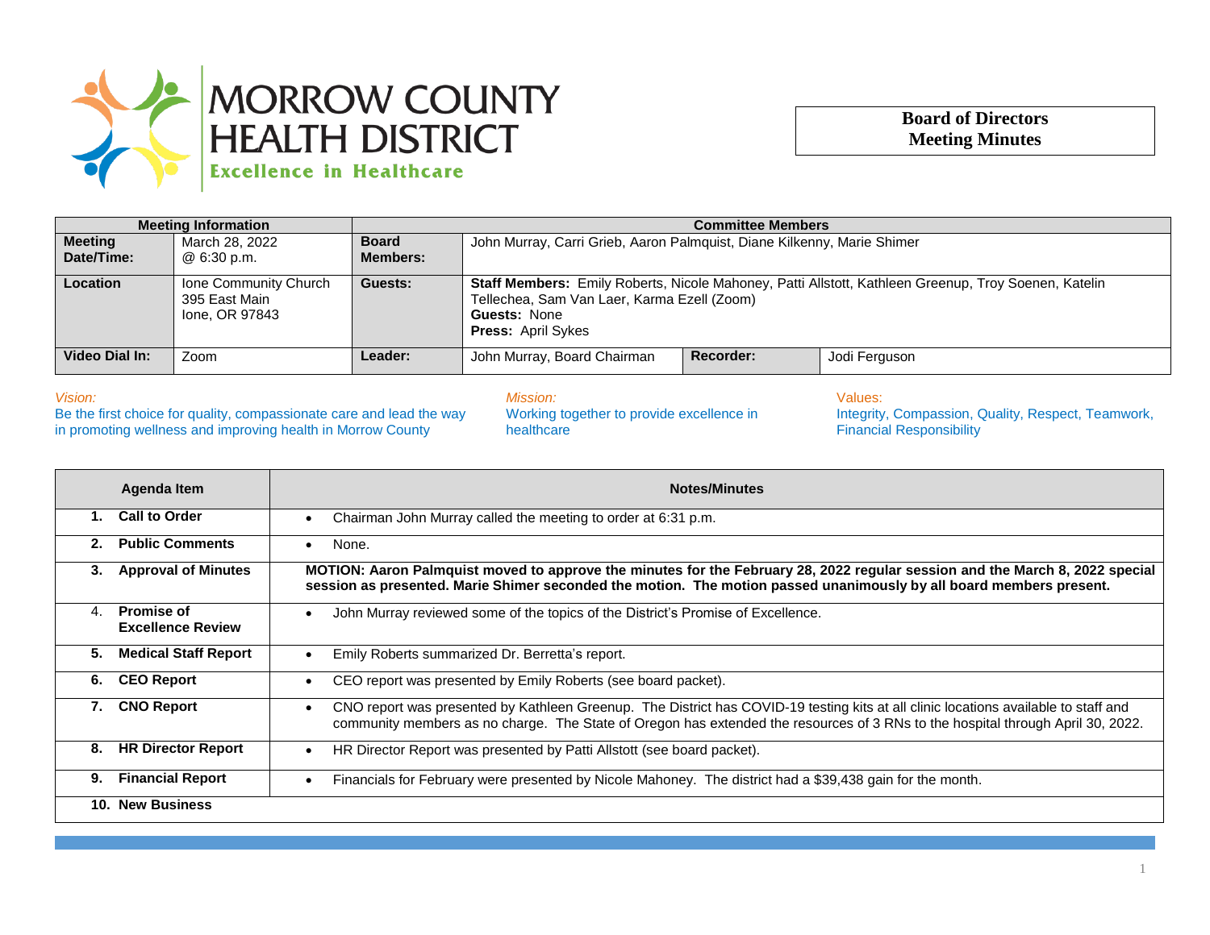# MORROW COUNTY HEALTH DISTRICT

Excellence in Healthcare

**Board of Directors Meeting Minutes**

| Meeting Information | | Committee Members | | | |
|---|---|---|---|---|---|
| **Meeting Date/Time:** | March 28, 2022 @ 6:30 p.m. | **Board Members:** | John Murray, Carri Grieb, Aaron Palmquist, Diane Kilkenny, Marie Shimer | | |
| **Location** | Ione Community Church 395 East Main Ione, OR 97843 | **Guests:** | **Staff Members:** Emily Roberts, Nicole Mahoney, Patti Allstott, Kathleen Greenup, Troy Soenen, Katelin Tellechea, Sam Van Laer, Karma Ezell (Zoom)<br>**Guests:** None<br>**Press:** April Sykes | | |
| **Video Dial In:** | Zoom | **Leader:** | John Murray, Board Chairman | **Recorder:** | Jodi Ferguson |

*Vision:*
Be the first choice for quality, compassionate care and lead the way in promoting wellness and improving health in Morrow County

*Mission:*
Working together to provide excellence in healthcare

Values:
Integrity, Compassion, Quality, Respect, Teamwork, Financial Responsibility

| Agenda Item | Notes/Minutes |
|---|---|
| **1. Call to Order** | • Chairman John Murray called the meeting to order at 6:31 p.m. |
| **2. Public Comments** | • None. |
| **3. Approval of Minutes** | **MOTION: Aaron Palmquist moved to approve the minutes for the February 28, 2022 regular session and the March 8, 2022 special session as presented. Marie Shimer seconded the motion. The motion passed unanimously by all board members present.** |
| 4. **Promise of Excellence Review** | • John Murray reviewed some of the topics of the District's Promise of Excellence. |
| **5. Medical Staff Report** | • Emily Roberts summarized Dr. Berretta's report. |
| **6. CEO Report** | • CEO report was presented by Emily Roberts (see board packet). |
| **7. CNO Report** | • CNO report was presented by Kathleen Greenup. The District has COVID-19 testing kits at all clinic locations available to staff and community members as no charge. The State of Oregon has extended the resources of 3 RNs to the hospital through April 30, 2022. |
| **8. HR Director Report** | • HR Director Report was presented by Patti Allstott (see board packet). |
| **9. Financial Report** | • Financials for February were presented by Nicole Mahoney. The district had a $39,438 gain for the month. |
| **10. New Business** | |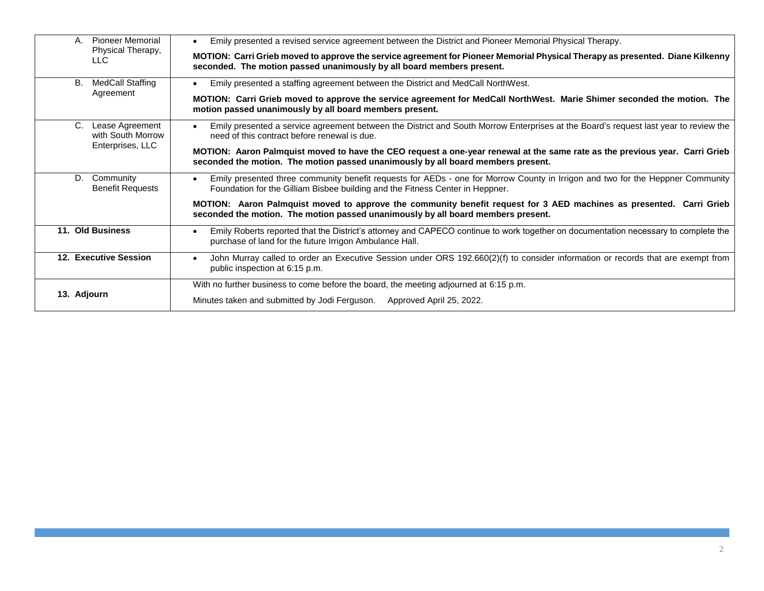| | |
|---|---|
| A. Pioneer Memorial Physical Therapy, LLC | • Emily presented a revised service agreement between the District and Pioneer Memorial Physical Therapy.<br><br>**MOTION: Carri Grieb moved to approve the service agreement for Pioneer Memorial Physical Therapy as presented. Diane Kilkenny seconded. The motion passed unanimously by all board members present.** |
| B. MedCall Staffing Agreement | • Emily presented a staffing agreement between the District and MedCall NorthWest.<br><br>**MOTION: Carri Grieb moved to approve the service agreement for MedCall NorthWest. Marie Shimer seconded the motion. The motion passed unanimously by all board members present.** |
| C. Lease Agreement with South Morrow Enterprises, LLC | • Emily presented a service agreement between the District and South Morrow Enterprises at the Board's request last year to review the need of this contract before renewal is due.<br><br>**MOTION: Aaron Palmquist moved to have the CEO request a one-year renewal at the same rate as the previous year. Carri Grieb seconded the motion. The motion passed unanimously by all board members present.** |
| D. Community Benefit Requests | • Emily presented three community benefit requests for AEDs - one for Morrow County in Irrigon and two for the Heppner Community Foundation for the Gilliam Bisbee building and the Fitness Center in Heppner.<br><br>**MOTION: Aaron Palmquist moved to approve the community benefit request for 3 AED machines as presented. Carri Grieb seconded the motion. The motion passed unanimously by all board members present.** |
| **11. Old Business** | • Emily Roberts reported that the District's attorney and CAPECO continue to work together on documentation necessary to complete the purchase of land for the future Irrigon Ambulance Hall. |
| **12. Executive Session** | • John Murray called to order an Executive Session under ORS 192.660(2)(f) to consider information or records that are exempt from public inspection at 6:15 p.m. |
| **13. Adjourn** | With no further business to come before the board, the meeting adjourned at 6:15 p.m.<br><br>Minutes taken and submitted by Jodi Ferguson. Approved April 25, 2022. |